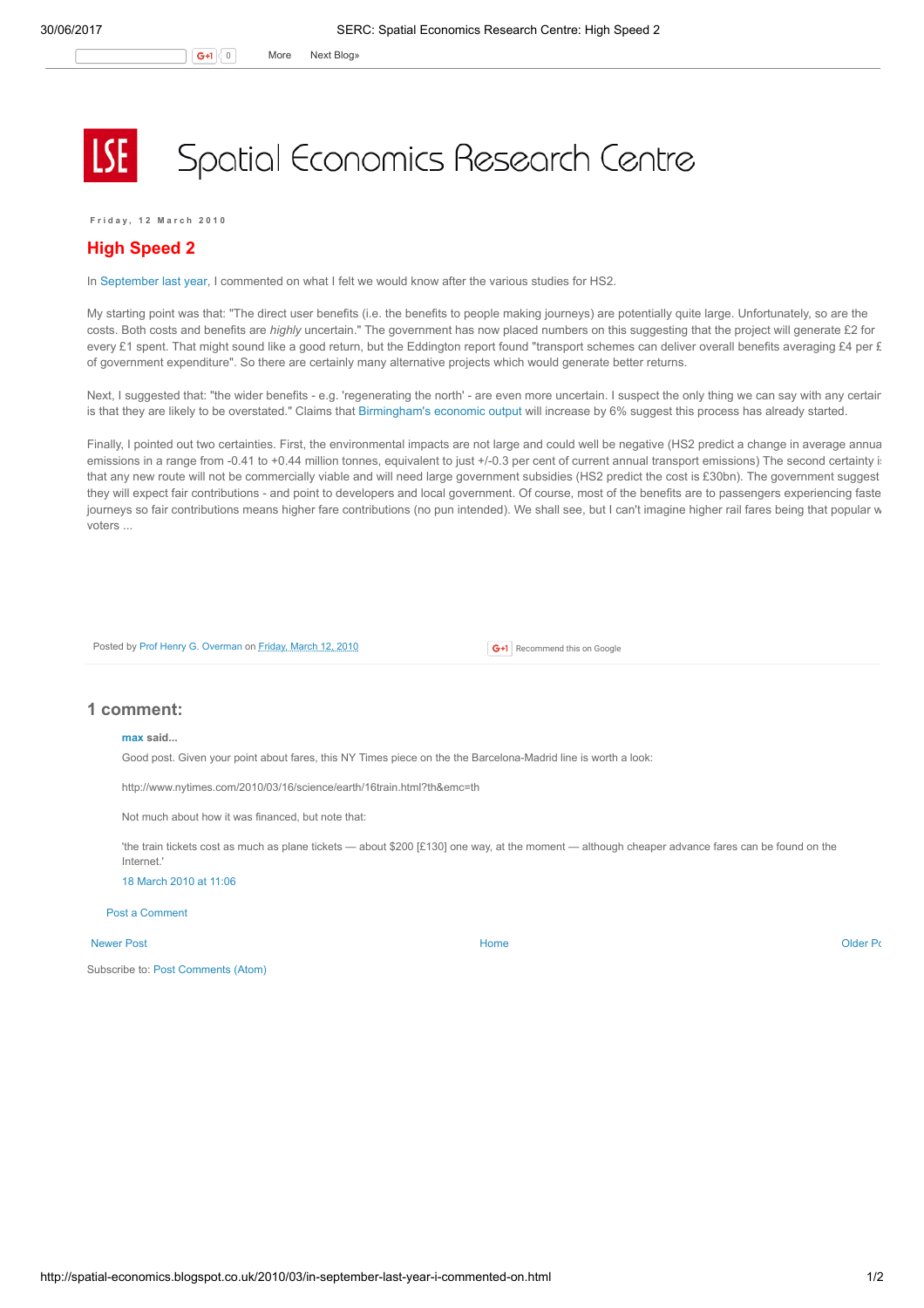# Spatial Economics Research Centre

Friday, 12 March 2010

## High Speed 2

In September last year, I commented on what I felt we would know after the various studies for HS2.

My starting point was that: "The direct user benefits (i.e. the benefits to people making journeys) are potentially quite large. Unfortunately, so are the costs. Both costs and benefits are *highly* uncertain." The government has now placed numbers on this suggesting that the project will generate £2 for every £1 spent. That might sound like a good return, but the Eddington report found "transport schemes can deliver overall benefits averaging £4 per £ of government expenditure". So there are certainly many alternative projects which would generate better returns.

Next, I suggested that: "the wider benefits - e.g. 'regenerating the north' - are even more uncertain. I suspect the only thing we can say with any certair is that they are likely to be overstated." Claims that Birmingham's economic output will increase by 6% suggest this process has already started.

Finally, I pointed out two certainties. First, the environmental impacts are not large and could well be negative (HS2 predict a change in average annua emissions in a range from -0.41 to +0.44 million tonnes, equivalent to just +/-0.3 per cent of current annual transport emissions) The second certainty i that any new route will not be commercially viable and will need large government subsidies (HS2 predict the cost is £30bn). The government suggest they will expect fair contributions - and point to developers and local government. Of course, most of the benefits are to passengers experiencing faste journeys so fair contributions means higher fare contributions (no pun intended). We shall see, but I can't imagine higher rail fares being that popular w voters ...

Posted by Prof Henry G. Overman on Friday, March 12, 2010

## 1 comment:

**max** said...

Good post. Given your point about fares, this NY Times piece on the the Barcelona-Madrid line is worth a look:

http://www.nytimes.com/2010/03/16/science/earth/16train.html?th&emc=th

Not much about how it was financed, but note that:

'the train tickets cost as much as plane tickets — about $200 [£130] one way, at the moment — although cheaper advance fares can be found on the Internet.'

18 March 2010 at 11:06

Post a Comment

Newer Post | Home | Older Po

Subscribe to: Post Comments (Atom)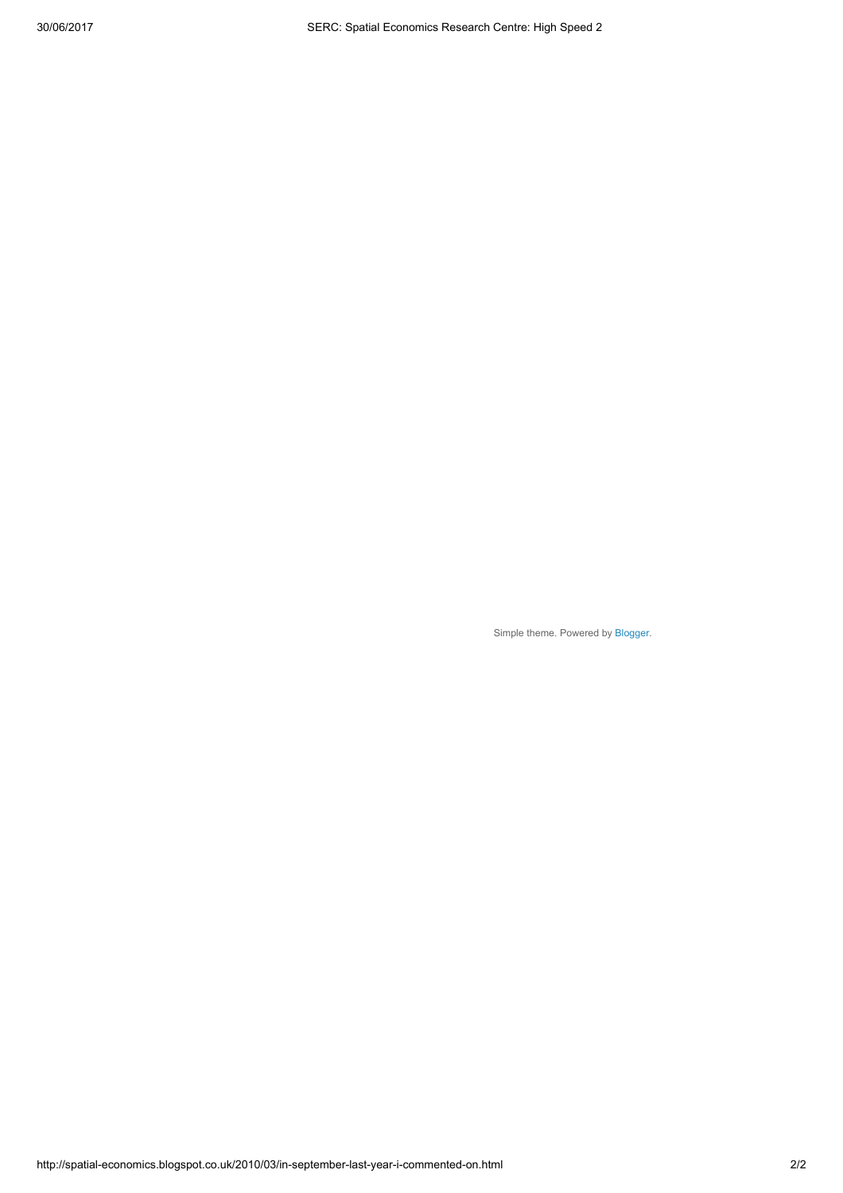Simple theme. Powered by Blogger.